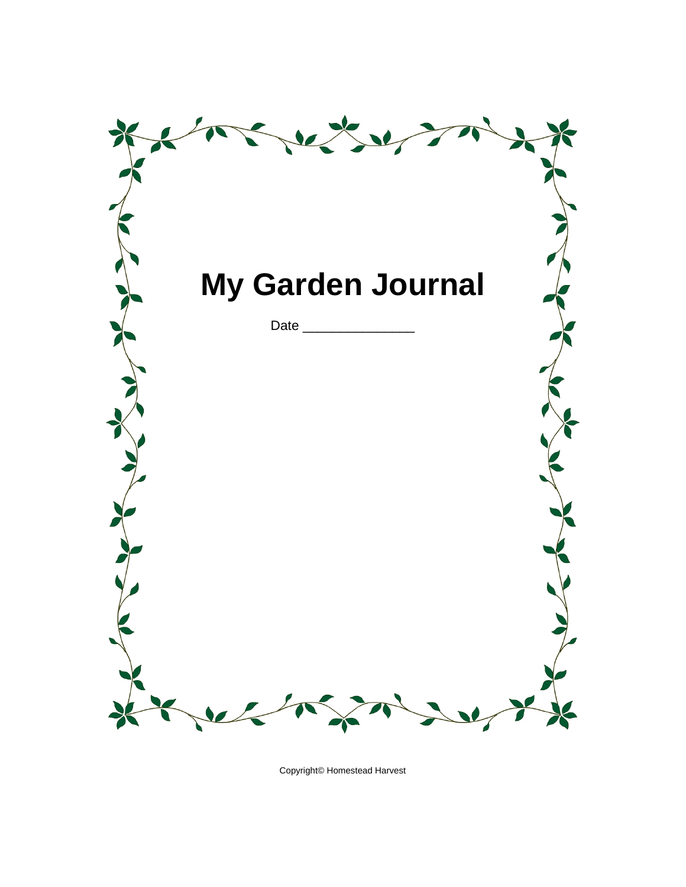# My Garden Journal

Date _______________

Copyright© Homestead Harvest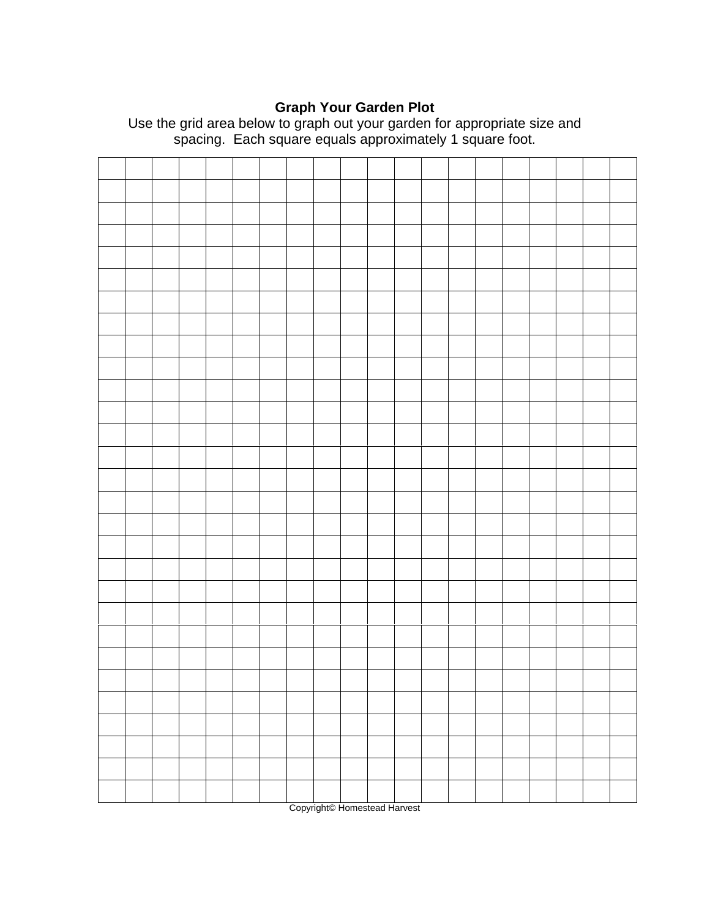**Graph Your Garden Plot**

Use the grid area below to graph out your garden for appropriate size and spacing. Each square equals approximately 1 square foot.

| | | | | | | | | | | | | | | | | | | | |
|---|---|---|---|---|---|---|---|---|---|---|---|---|---|---|---|---|---|---|---|
| | | | | | | | | | | | | | | | | | | | |
| | | | | | | | | | | | | | | | | | | | |
| | | | | | | | | | | | | | | | | | | | |
| | | | | | | | | | | | | | | | | | | | |
| | | | | | | | | | | | | | | | | | | | |
| | | | | | | | | | | | | | | | | | | | |
| | | | | | | | | | | | | | | | | | | | |
| | | | | | | | | | | | | | | | | | | | |
| | | | | | | | | | | | | | | | | | | | |
| | | | | | | | | | | | | | | | | | | | |
| | | | | | | | | | | | | | | | | | | | |
| | | | | | | | | | | | | | | | | | | | |
| | | | | | | | | | | | | | | | | | | | |
| | | | | | | | | | | | | | | | | | | | |
| | | | | | | | | | | | | | | | | | | | |
| | | | | | | | | | | | | | | | | | | | |
| | | | | | | | | | | | | | | | | | | | |
| | | | | | | | | | | | | | | | | | | | |
| | | | | | | | | | | | | | | | | | | | |
| | | | | | | | | | | | | | | | | | | | |
| | | | | | | | | | | | | | | | | | | | |
| | | | | | | | | | | | | | | | | | | | |
| | | | | | | | | | | | | | | | | | | | |
| | | | | | | | | | | | | | | | | | | | |
| | | | | | | | | | | | | | | | | | | | |
| | | | | | | | | | | | | | | | | | | | |
| | | | | | | | | | | | | | | | | | | | |
| | | | | | | | | | | | | | | | | | | | |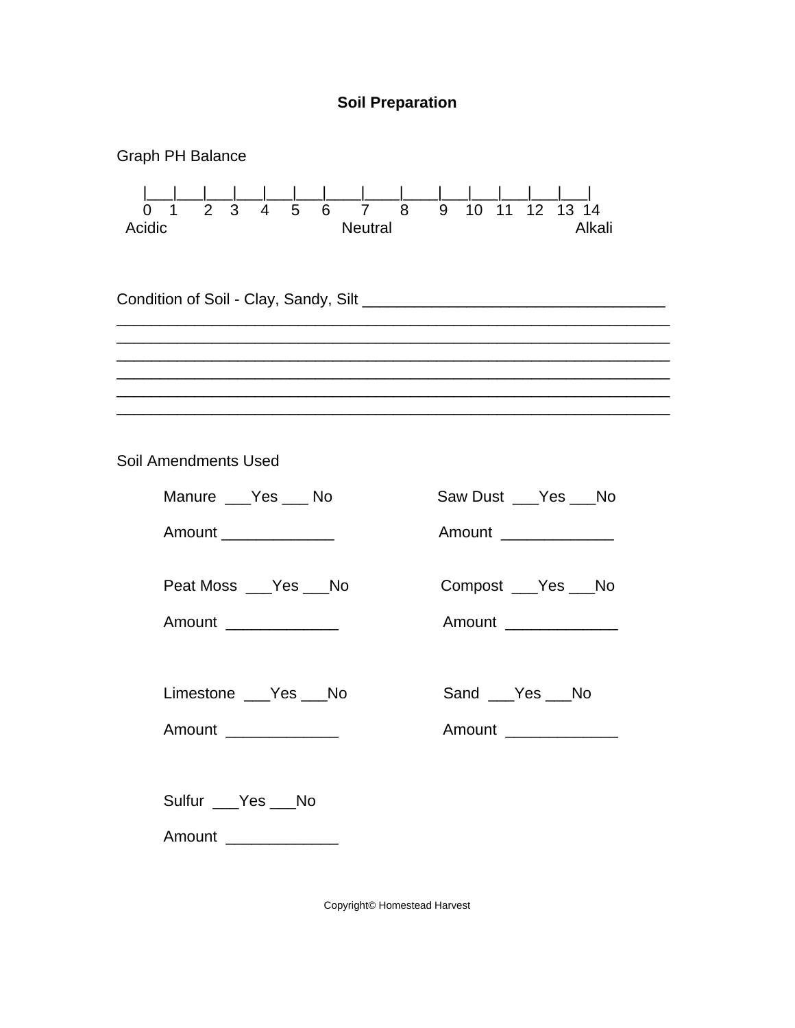# Soil Preparation

Graph PH Balance

```
|___|___|___|___|___|___|___|____|____|____|___|___|___|___|
0   1   2   3   4   5   6    7    8    9   10  11  12  13  14
Acidic                     Neutral                      Alkali
```

Condition of Soil - Clay, Sandy, Silt ___________________________________

_______________________________________________________________

_______________________________________________________________

_______________________________________________________________

_______________________________________________________________

_______________________________________________________________

_______________________________________________________________

Soil Amendments Used

Manure ___Yes ___ No

Amount _____________

Saw Dust ___Yes ___No

Amount _____________

Peat Moss ___Yes ___No

Amount _____________

Compost ___Yes ___No

Amount _____________

Limestone ___Yes ___No

Amount _____________

Sand ___Yes ___No

Amount _____________

Sulfur ___Yes ___No

Amount _____________

Copyright© Homestead Harvest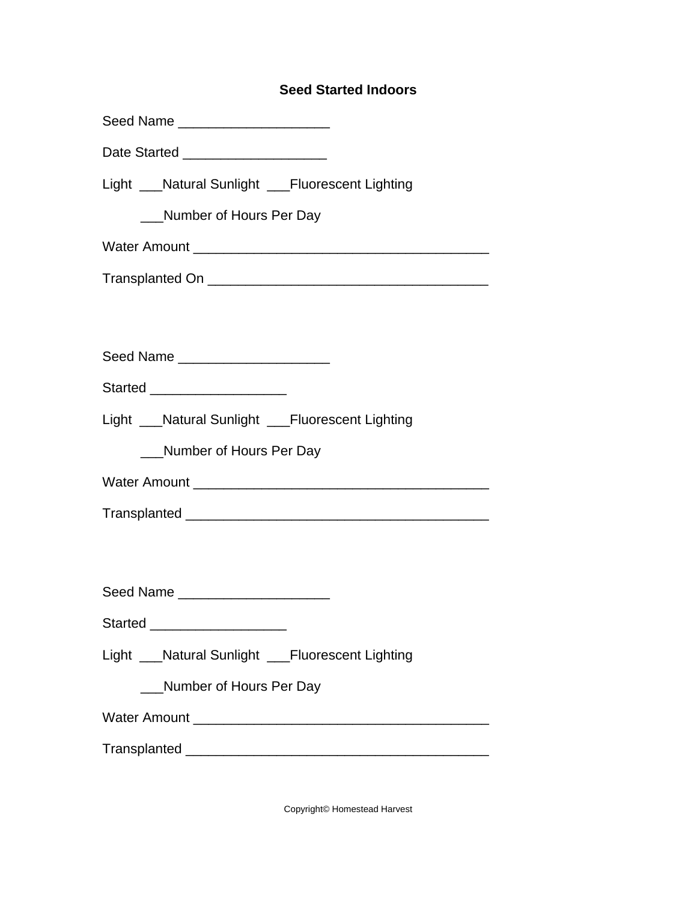## Seed Started Indoors

Seed Name ___________________

Date Started __________________

Light ___Natural Sunlight ___Fluorescent Lighting

___Number of Hours Per Day

Water Amount _____________________________________

Transplanted On ___________________________________

Seed Name ___________________

Started _________________

Light ___Natural Sunlight ___Fluorescent Lighting

___Number of Hours Per Day

Water Amount _____________________________________

Transplanted ______________________________________

Seed Name ___________________

Started _________________

Light ___Natural Sunlight ___Fluorescent Lighting

___Number of Hours Per Day

Water Amount _____________________________________

Transplanted ______________________________________

Copyright© Homestead Harvest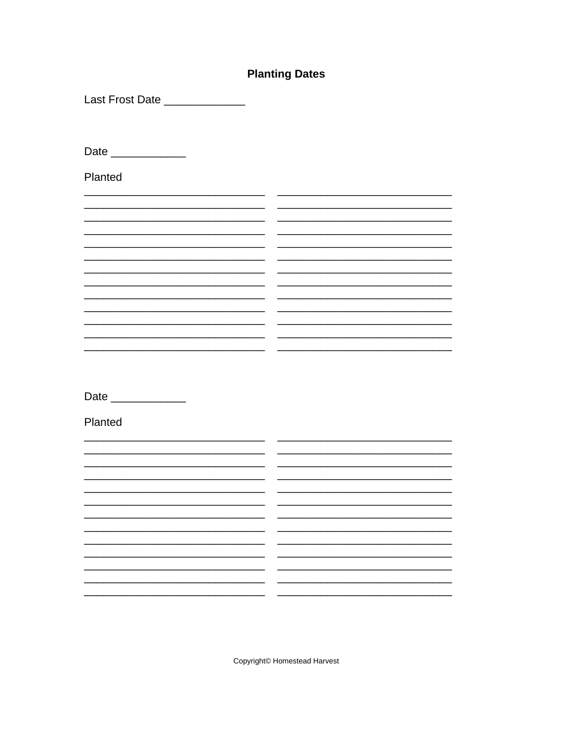## Planting Dates

Last Frost Date _____________

Date ____________

Planted

______________________________ ______________________________
______________________________ ______________________________
______________________________ ______________________________
______________________________ ______________________________
______________________________ ______________________________
______________________________ ______________________________
______________________________ ______________________________
______________________________ ______________________________
______________________________ ______________________________
______________________________ ______________________________
______________________________ ______________________________
______________________________ ______________________________
______________________________ ______________________________

Date ____________

Planted

______________________________ ______________________________
______________________________ ______________________________
______________________________ ______________________________
______________________________ ______________________________
______________________________ ______________________________
______________________________ ______________________________
______________________________ ______________________________
______________________________ ______________________________
______________________________ ______________________________
______________________________ ______________________________
______________________________ ______________________________
______________________________ ______________________________
______________________________ ______________________________

Copyright© Homestead Harvest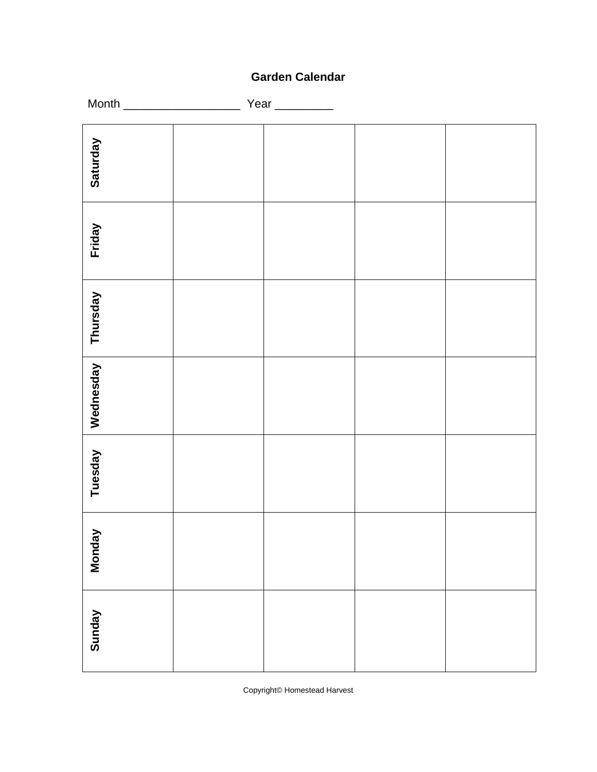# Garden Calendar

Month _________________ Year _________

| Saturday | | | | |
|---|---|---|---|---|
| Friday | | | | |
| Thursday | | | | |
| Wednesday | | | | |
| Tuesday | | | | |
| Monday | | | | |
| Sunday | | | | |

Copyright© Homestead Harvest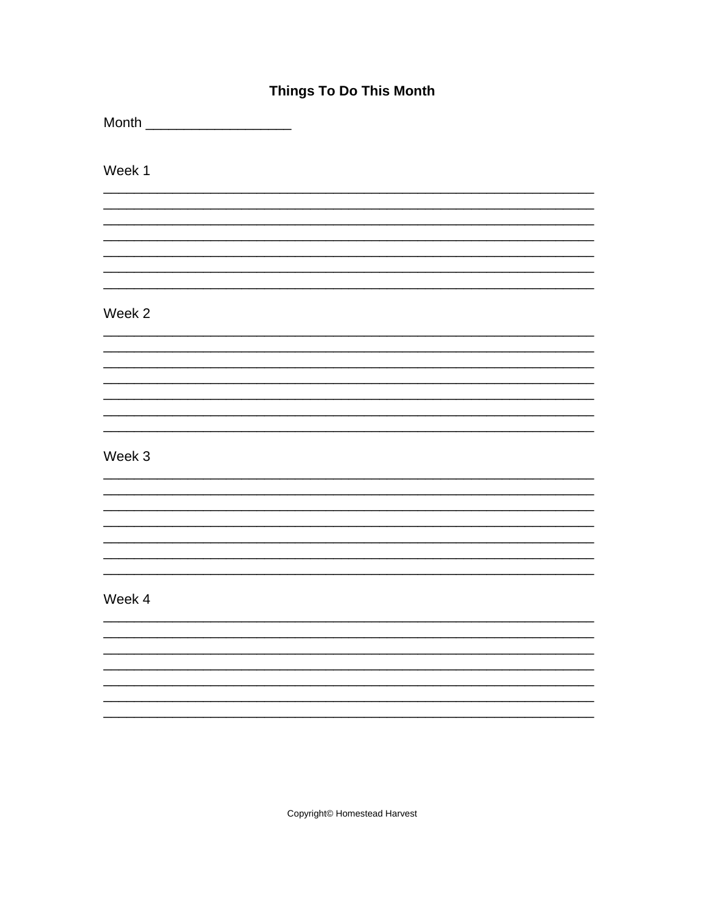# Things To Do This Month

Month ____________________

Week 1

_______________________________________________________________

_______________________________________________________________

_______________________________________________________________

_______________________________________________________________

_______________________________________________________________

_______________________________________________________________

_______________________________________________________________

Week 2

_______________________________________________________________

_______________________________________________________________

_______________________________________________________________

_______________________________________________________________

_______________________________________________________________

_______________________________________________________________

_______________________________________________________________

Week 3

_______________________________________________________________

_______________________________________________________________

_______________________________________________________________

_______________________________________________________________

_______________________________________________________________

_______________________________________________________________

_______________________________________________________________

Week 4

_______________________________________________________________

_______________________________________________________________

_______________________________________________________________

_______________________________________________________________

_______________________________________________________________

_______________________________________________________________

_______________________________________________________________

Copyright© Homestead Harvest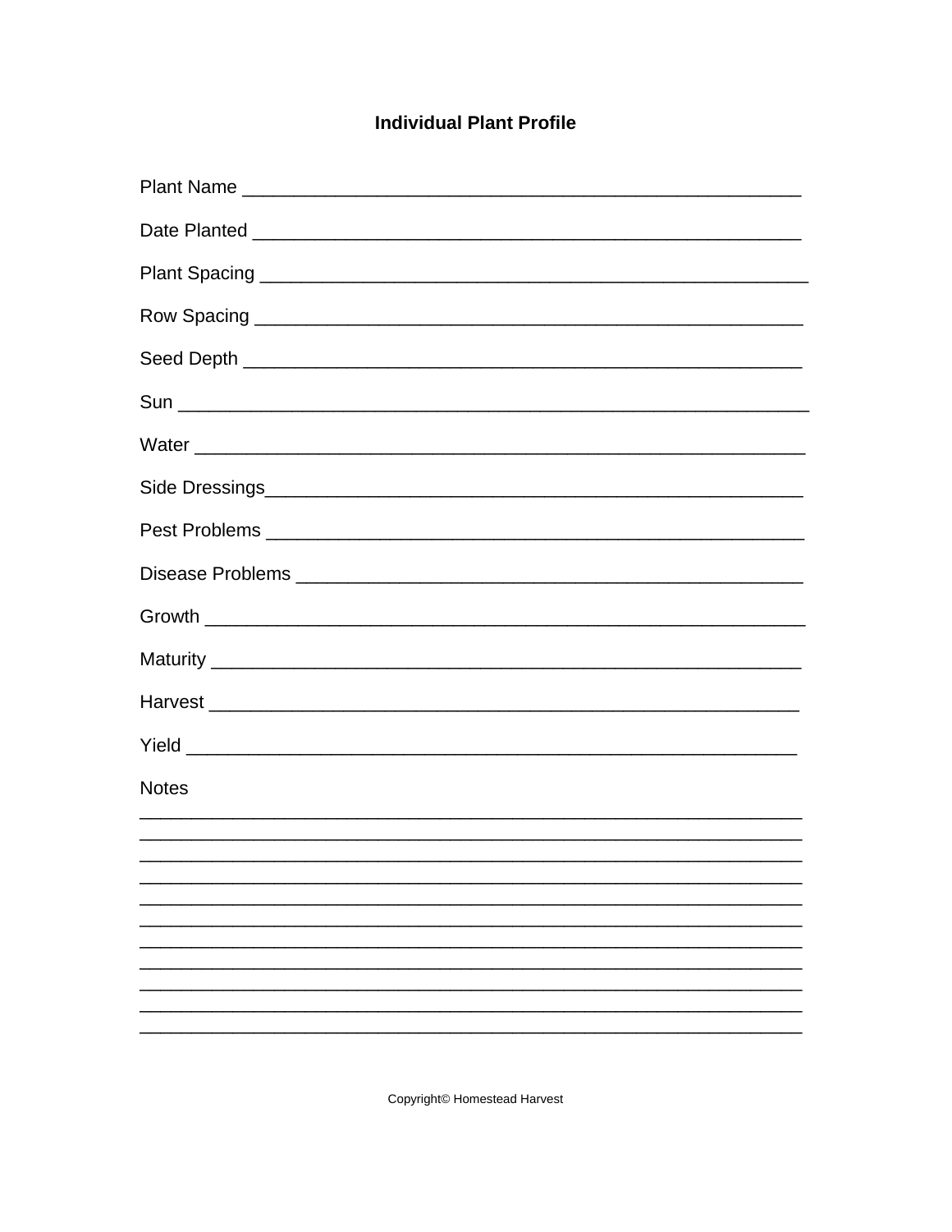# Individual Plant Profile

Plant Name ______________________________________________________

Date Planted _____________________________________________________

Plant Spacing _____________________________________________________

Row Spacing ______________________________________________________

Seed Depth _______________________________________________________

Sun _____________________________________________________________

Water ___________________________________________________________

Side Dressings_____________________________________________________

Pest Problems _____________________________________________________

Disease Problems __________________________________________________

Growth __________________________________________________________

Maturity _________________________________________________________

Harvest __________________________________________________________

Yield ____________________________________________________________

Notes

_________________________________________________________________

_________________________________________________________________

_________________________________________________________________

_________________________________________________________________

_________________________________________________________________

_________________________________________________________________

_________________________________________________________________

_________________________________________________________________

_________________________________________________________________

_________________________________________________________________

Copyright© Homestead Harvest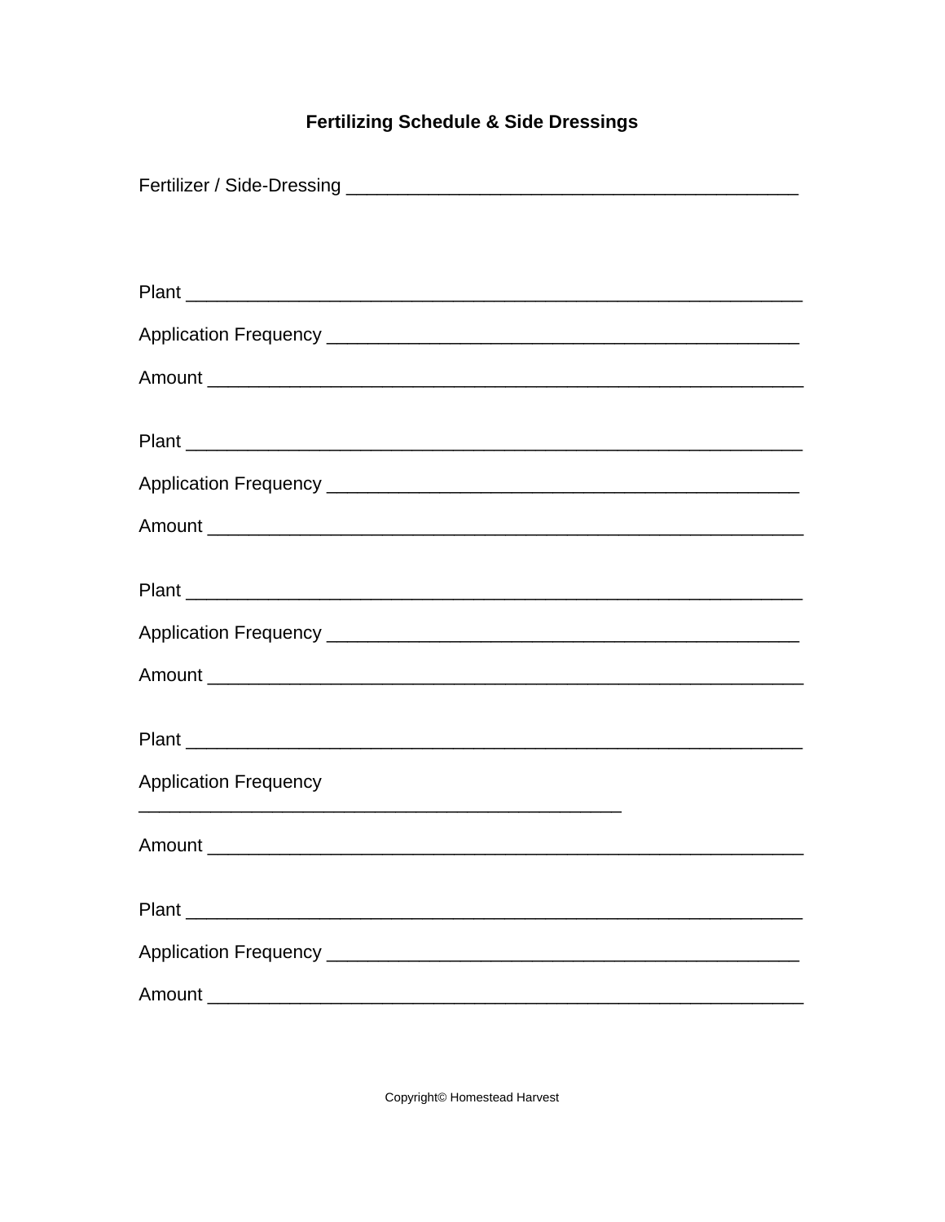**Fertilizing Schedule & Side Dressings**

Fertilizer / Side-Dressing ___________________________________________

Plant ___________________________________________________________

Application Frequency _____________________________________________

Amount _________________________________________________________

Plant ___________________________________________________________

Application Frequency _____________________________________________

Amount _________________________________________________________

Plant ___________________________________________________________

Application Frequency _____________________________________________

Amount _________________________________________________________

Plant ___________________________________________________________

Application Frequency
_____________________________________________

Amount _________________________________________________________

Plant ___________________________________________________________

Application Frequency _____________________________________________

Amount _________________________________________________________

Copyright© Homestead Harvest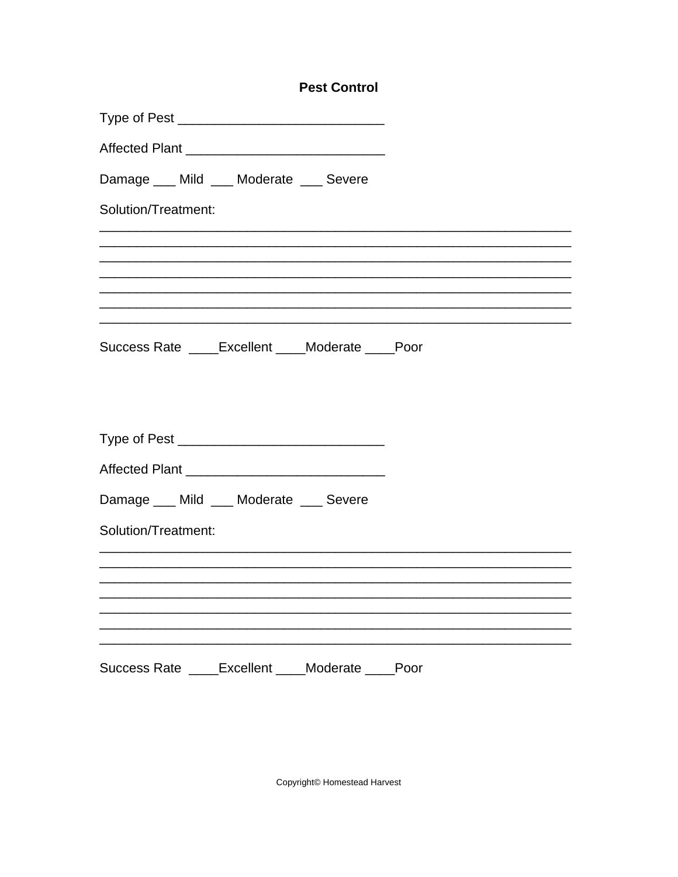# Pest Control

Type of Pest ___________________________

Affected Plant __________________________

Damage ___ Mild  ___ Moderate  ___ Severe

Solution/Treatment:

______________________________________________________________
______________________________________________________________
______________________________________________________________
______________________________________________________________
______________________________________________________________
______________________________________________________________
______________________________________________________________

Success Rate  ____Excellent ____Moderate ____Poor

Type of Pest ___________________________

Affected Plant __________________________

Damage ___ Mild  ___ Moderate  ___ Severe

Solution/Treatment:

______________________________________________________________
______________________________________________________________
______________________________________________________________
______________________________________________________________
______________________________________________________________
______________________________________________________________
______________________________________________________________

Success Rate  ____Excellent ____Moderate ____Poor

Copyright© Homestead Harvest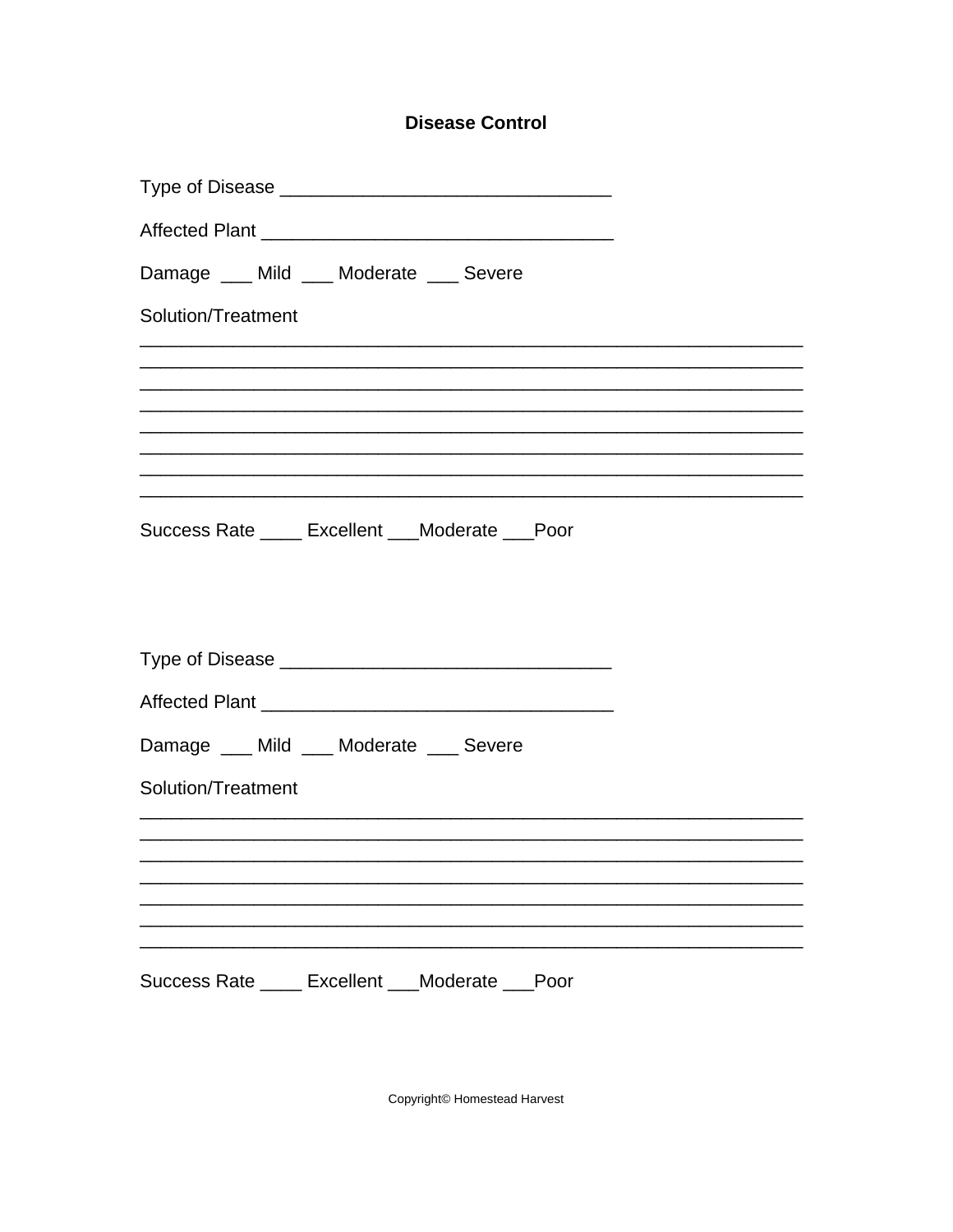# Disease Control

Type of Disease _______________________________

Affected Plant _________________________________

Damage ___ Mild ___ Moderate ___ Severe

Solution/Treatment

______________________________________________________________
______________________________________________________________
______________________________________________________________
______________________________________________________________
______________________________________________________________
______________________________________________________________
______________________________________________________________
______________________________________________________________

Success Rate ____ Excellent ___Moderate ___Poor

Type of Disease _______________________________

Affected Plant _________________________________

Damage ___ Mild ___ Moderate ___ Severe

Solution/Treatment

______________________________________________________________
______________________________________________________________
______________________________________________________________
______________________________________________________________
______________________________________________________________
______________________________________________________________
______________________________________________________________

Success Rate ____ Excellent ___Moderate ___Poor

Copyright© Homestead Harvest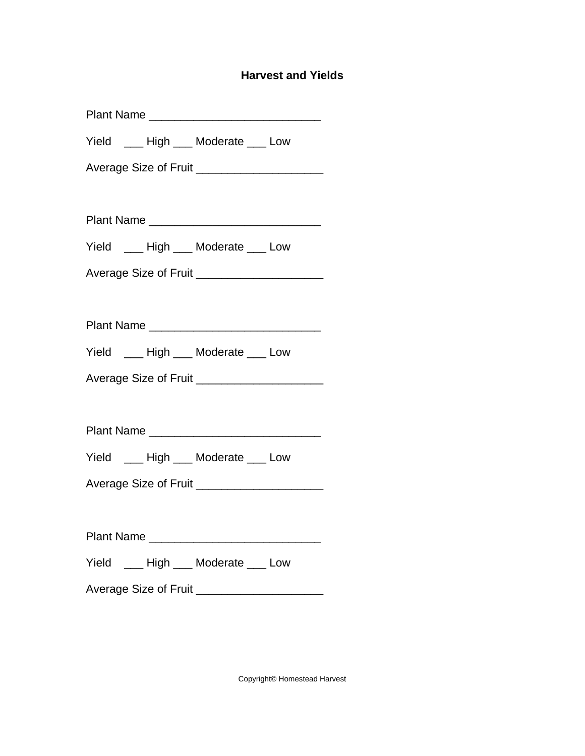**Harvest and Yields**

Plant Name __________________________

Yield ___ High ___ Moderate ___ Low

Average Size of Fruit ___________________

Plant Name __________________________

Yield ___ High ___ Moderate ___ Low

Average Size of Fruit ___________________

Plant Name __________________________

Yield ___ High ___ Moderate ___ Low

Average Size of Fruit ___________________

Plant Name __________________________

Yield ___ High ___ Moderate ___ Low

Average Size of Fruit ___________________

Plant Name __________________________

Yield ___ High ___ Moderate ___ Low

Average Size of Fruit ___________________

Copyright© Homestead Harvest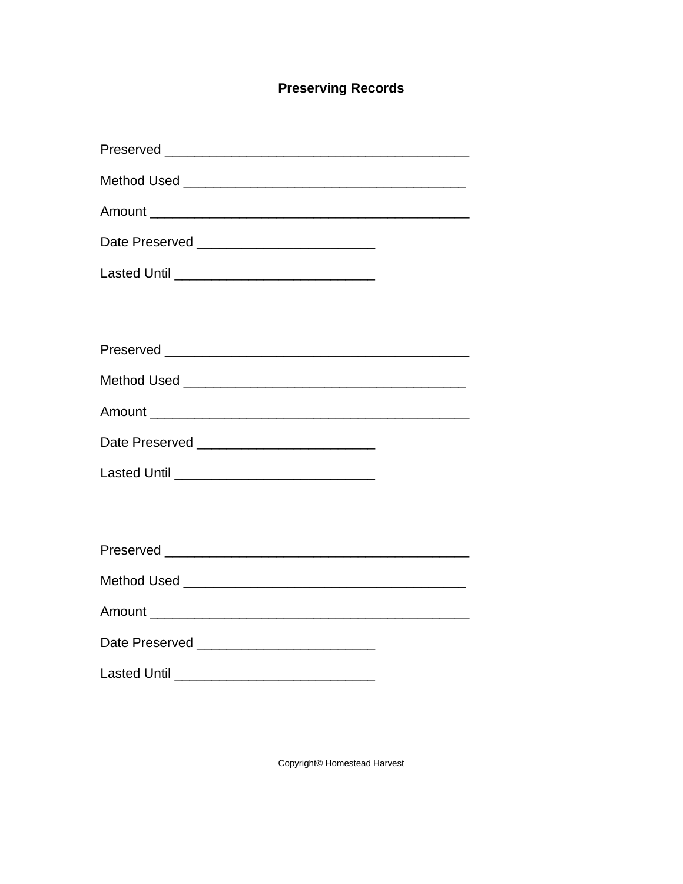# Preserving Records

Preserved ________________________________________

Method Used _____________________________________

Amount __________________________________________

Date Preserved _______________________

Lasted Until __________________________

Preserved ________________________________________

Method Used _____________________________________

Amount __________________________________________

Date Preserved _______________________

Lasted Until __________________________

Preserved ________________________________________

Method Used _____________________________________

Amount __________________________________________

Date Preserved _______________________

Lasted Until __________________________

Copyright© Homestead Harvest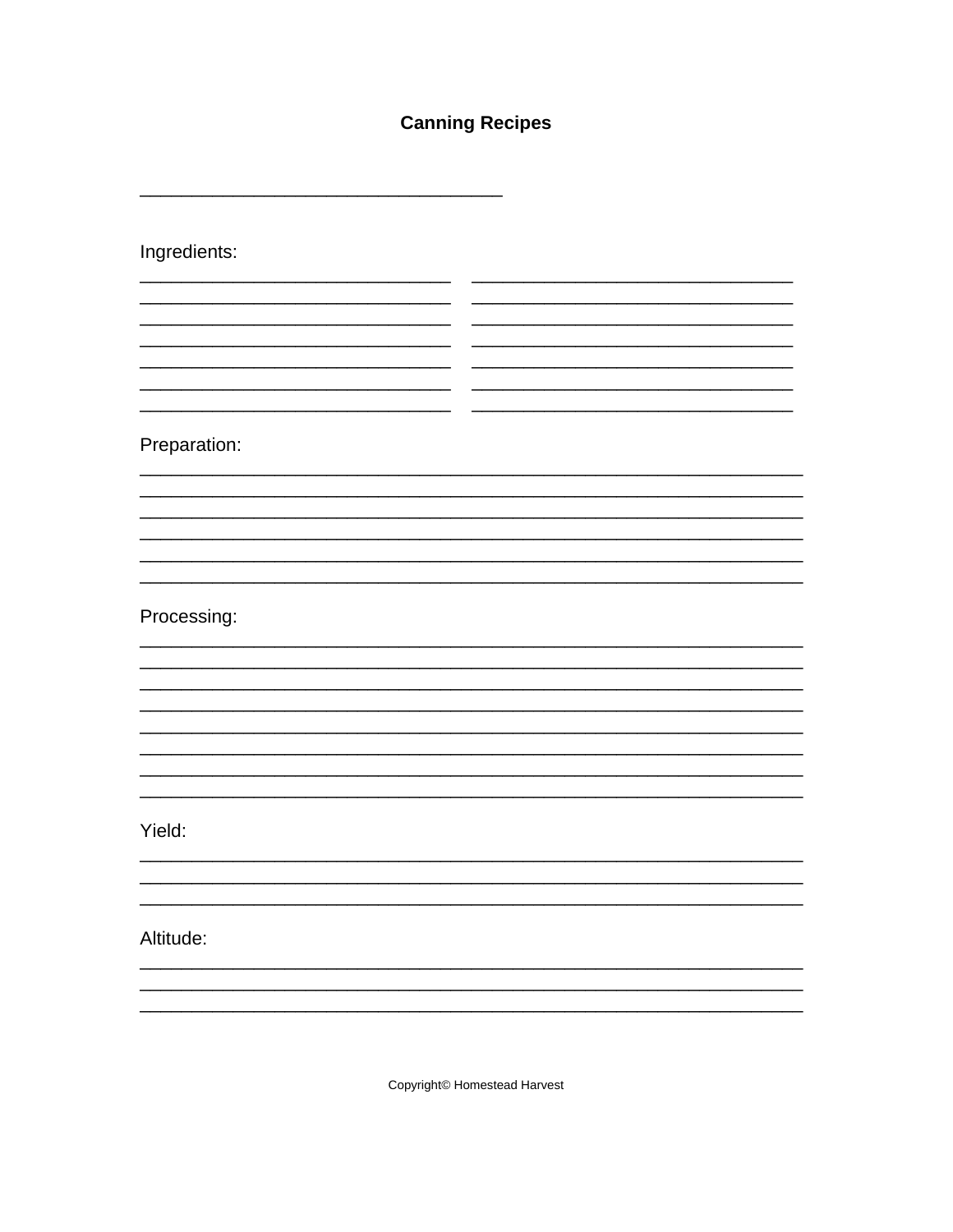# Canning Recipes

___________________________________

Ingredients:

______________________________ ______________________________
______________________________ ______________________________
______________________________ ______________________________
______________________________ ______________________________
______________________________ ______________________________
______________________________ ______________________________
______________________________ ______________________________

Preparation:

________________________________________________________________
________________________________________________________________
________________________________________________________________
________________________________________________________________
________________________________________________________________
________________________________________________________________

Processing:

________________________________________________________________
________________________________________________________________
________________________________________________________________
________________________________________________________________
________________________________________________________________
________________________________________________________________
________________________________________________________________
________________________________________________________________

Yield:

________________________________________________________________
________________________________________________________________
________________________________________________________________

Altitude:

________________________________________________________________
________________________________________________________________
________________________________________________________________

Copyright© Homestead Harvest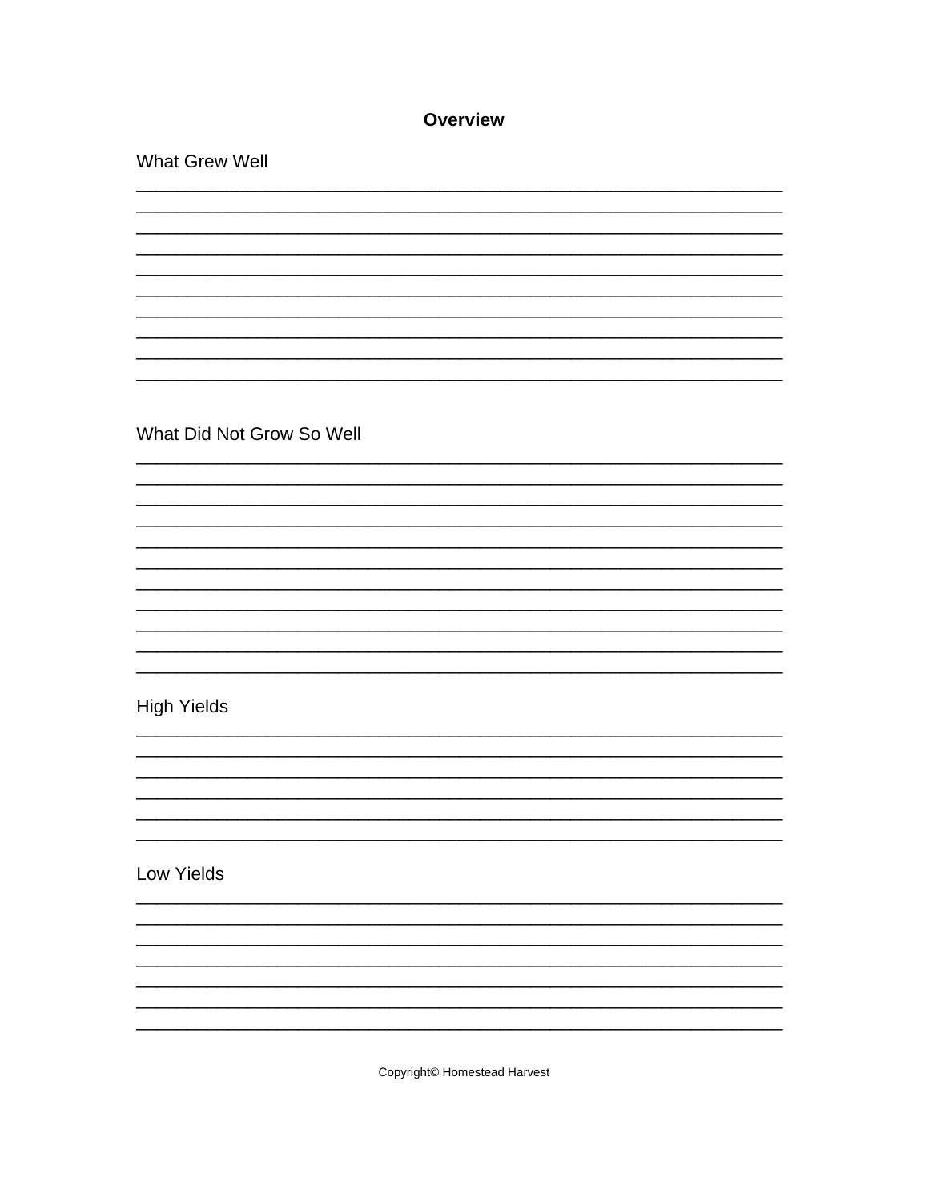## Overview

What Grew Well

___________________________________________________________________________
___________________________________________________________________________
___________________________________________________________________________
___________________________________________________________________________
___________________________________________________________________________
___________________________________________________________________________
___________________________________________________________________________
___________________________________________________________________________
___________________________________________________________________________
___________________________________________________________________________

What Did Not Grow So Well

___________________________________________________________________________
___________________________________________________________________________
___________________________________________________________________________
___________________________________________________________________________
___________________________________________________________________________
___________________________________________________________________________
___________________________________________________________________________
___________________________________________________________________________
___________________________________________________________________________
___________________________________________________________________________
___________________________________________________________________________

High Yields

___________________________________________________________________________
___________________________________________________________________________
___________________________________________________________________________
___________________________________________________________________________
___________________________________________________________________________
___________________________________________________________________________

Low Yields

___________________________________________________________________________
___________________________________________________________________________
___________________________________________________________________________
___________________________________________________________________________
___________________________________________________________________________
___________________________________________________________________________
___________________________________________________________________________

Copyright© Homestead Harvest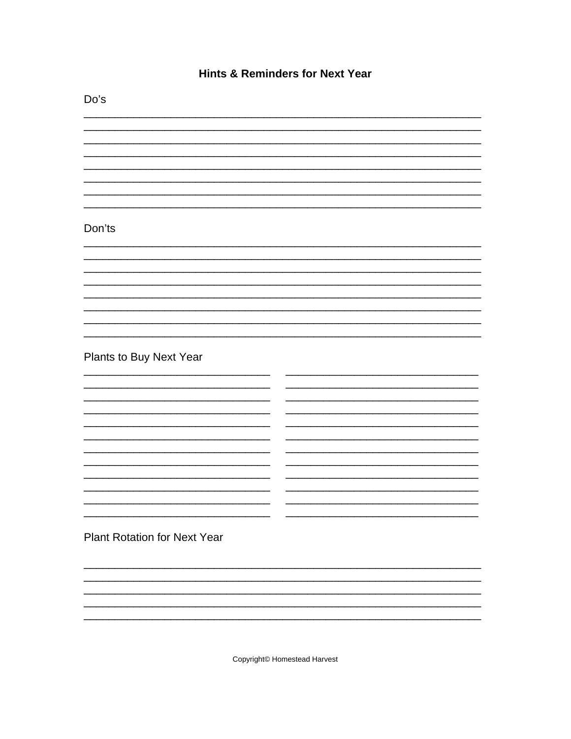# Hints & Reminders for Next Year

## Do's

______________________________________________________________________
______________________________________________________________________
______________________________________________________________________
______________________________________________________________________
______________________________________________________________________
______________________________________________________________________
______________________________________________________________________
______________________________________________________________________

## Don'ts

______________________________________________________________________
______________________________________________________________________
______________________________________________________________________
______________________________________________________________________
______________________________________________________________________
______________________________________________________________________
______________________________________________________________________
______________________________________________________________________

## Plants to Buy Next Year

| | |
|---|---|
| ________________________________ | ________________________________ |
| ________________________________ | ________________________________ |
| ________________________________ | ________________________________ |
| ________________________________ | ________________________________ |
| ________________________________ | ________________________________ |
| ________________________________ | ________________________________ |
| ________________________________ | ________________________________ |
| ________________________________ | ________________________________ |
| ________________________________ | ________________________________ |
| ________________________________ | ________________________________ |
| ________________________________ | ________________________________ |
| ________________________________ | ________________________________ |

## Plant Rotation for Next Year

______________________________________________________________________
______________________________________________________________________
______________________________________________________________________
______________________________________________________________________
______________________________________________________________________

Copyright© Homestead Harvest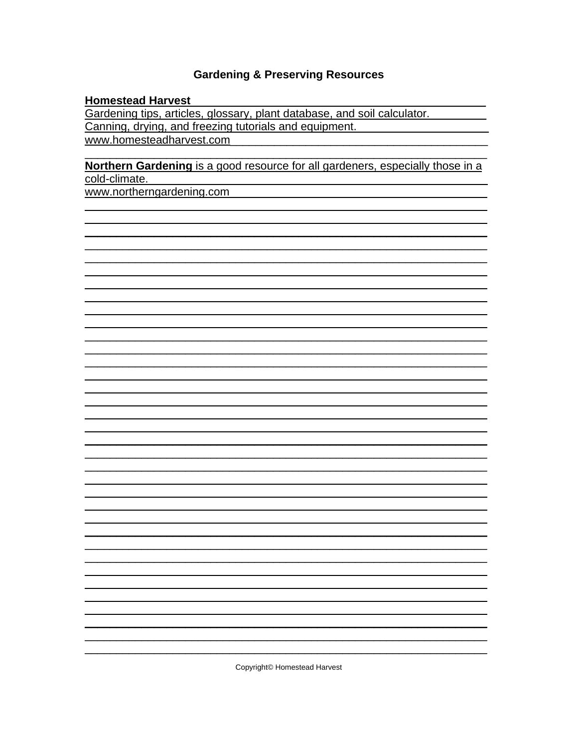## Gardening & Preserving Resources

**Homestead Harvest**
Gardening tips, articles, glossary, plant database, and soil calculator.
Canning, drying, and freezing tutorials and equipment.
www.homesteadharvest.com

**Northern Gardening** is a good resource for all gardeners, especially those in a cold-climate.
www.northerngardening.com

Copyright© Homestead Harvest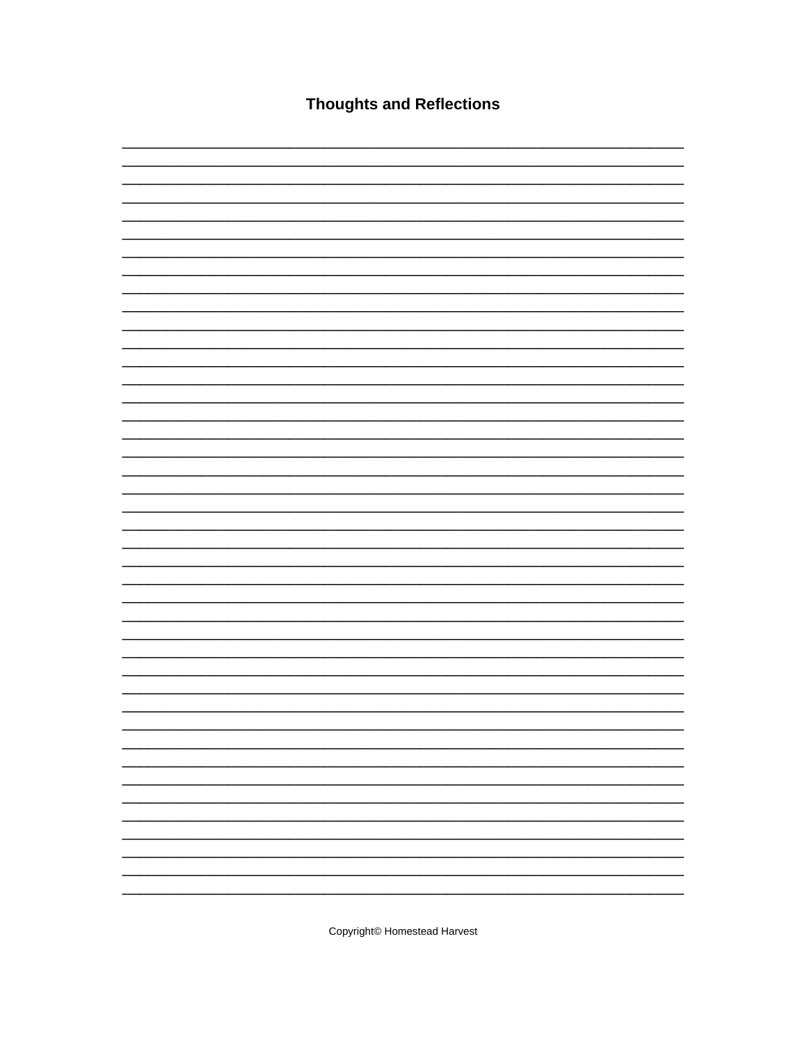# Thoughts and Reflections

Copyright© Homestead Harvest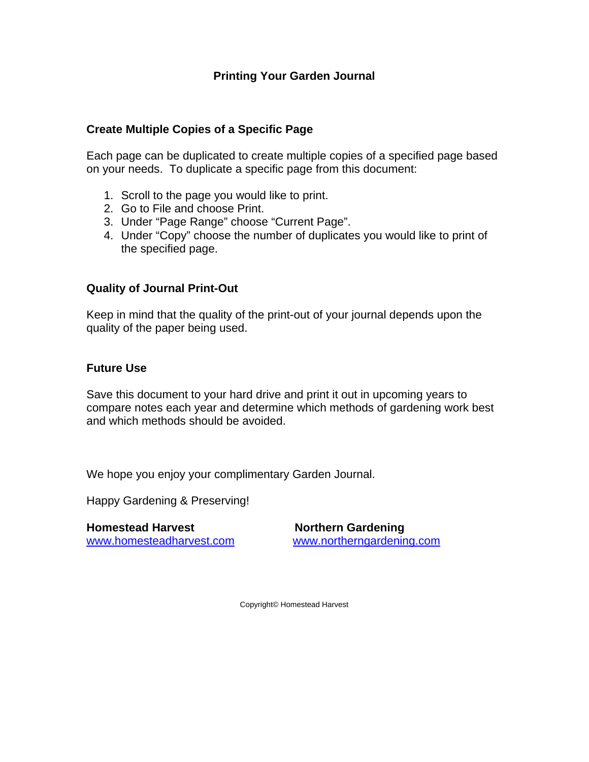## Printing Your Garden Journal

### Create Multiple Copies of a Specific Page

Each page can be duplicated to create multiple copies of a specified page based on your needs. To duplicate a specific page from this document:

1. Scroll to the page you would like to print.
2. Go to File and choose Print.
3. Under "Page Range" choose "Current Page".
4. Under "Copy" choose the number of duplicates you would like to print of the specified page.

### Quality of Journal Print-Out

Keep in mind that the quality of the print-out of your journal depends upon the quality of the paper being used.

### Future Use

Save this document to your hard drive and print it out in upcoming years to compare notes each year and determine which methods of gardening work best and which methods should be avoided.

We hope you enjoy your complimentary Garden Journal.

Happy Gardening & Preserving!

**Homestead Harvest**
www.homesteadharvest.com

**Northern Gardening**
www.northerngardening.com

Copyright© Homestead Harvest